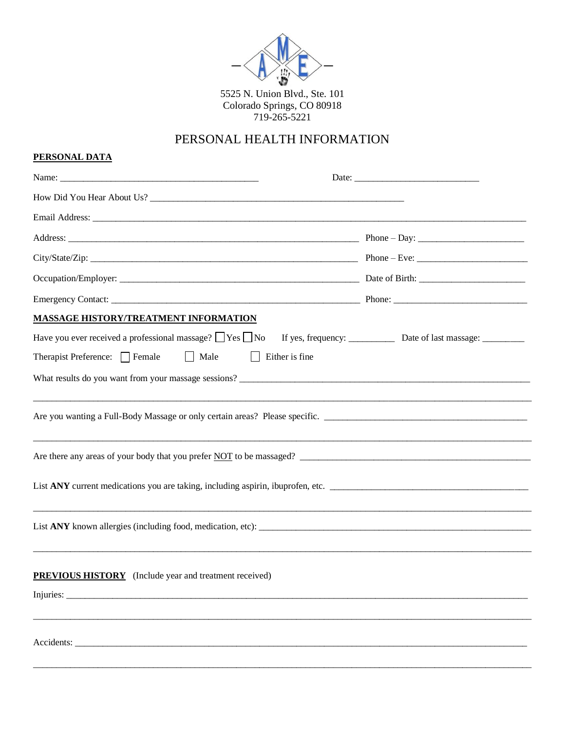5525 N. Union Blvd., Ste. 101
Colorado Springs, CO 80918
719-265-5221

# PERSONAL HEALTH INFORMATION

**PERSONAL DATA**

Name: ___________________________________________ Date: ___________________________

How Did You Hear About Us? _________________________________________________________

Email Address: ______________________________________________________________________

Address: _______________________________________________ Phone – Day: ______________________

City/State/Zip: _________________________________________ Phone – Eve: ______________________

Occupation/Employer: ____________________________________ Date of Birth: ______________________

Emergency Contact: ______________________________________ Phone: ___________________________

**MASSAGE HISTORY/TREATMENT INFORMATION**

Have you ever received a professional massage? ☐ Yes ☐ No If yes, frequency: __________ Date of last massage: _________

Therapist Preference: ☐ Female ☐ Male ☐ Either is fine

What results do you want from your massage sessions? ____________________________________________

______________________________________________________________________________________

Are you wanting a Full-Body Massage or only certain areas? Please specific. ______________________________

______________________________________________________________________________________

Are there any areas of your body that you prefer NOT to be massaged? ________________________________

List **ANY** current medications you are taking, including aspirin, ibuprofen, etc. ______________________________

______________________________________________________________________________________

List **ANY** known allergies (including food, medication, etc): ____________________________________________

______________________________________________________________________________________

**PREVIOUS HISTORY** (Include year and treatment received)

Injuries: _______________________________________________________________________________

______________________________________________________________________________________

Accidents: _____________________________________________________________________________

______________________________________________________________________________________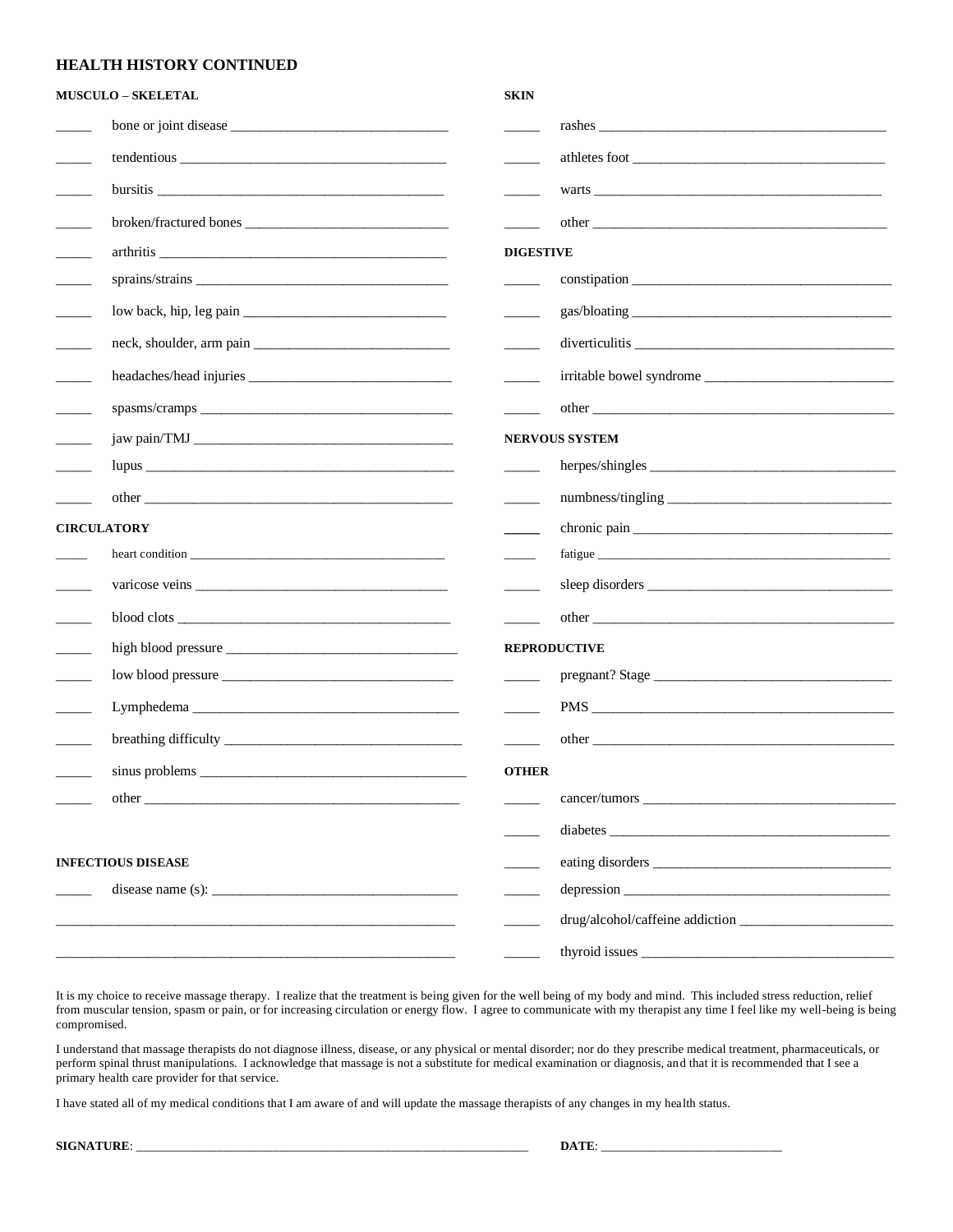## HEALTH HISTORY CONTINUED

### MUSCULO – SKELETAL

_____ bone or joint disease ______________________________

_____ tendentious ______________________________________

_____ bursitis _________________________________________

_____ broken/fractured bones _____________________________

_____ arthritis _________________________________________

_____ sprains/strains ____________________________________

_____ low back, hip, leg pain _____________________________

_____ neck, shoulder, arm pain ____________________________

_____ headaches/head injuries _____________________________

_____ spasms/cramps ____________________________________

_____ jaw pain/TMJ _____________________________________

_____ lupus ___________________________________________

_____ other ___________________________________________

### CIRCULATORY

_____ heart condition ____________________________________

_____ varicose veins ____________________________________

_____ blood clots _______________________________________

_____ high blood pressure _________________________________

_____ low blood pressure __________________________________

_____ Lymphedema ______________________________________

_____ breathing difficulty _________________________________

_____ sinus problems _____________________________________

_____ other ___________________________________________

### INFECTIOUS DISEASE

_____ disease name (s): __________________________________

__________________________________________________________

__________________________________________________________

### SKIN

_____ rashes __________________________________________

_____ athletes foot ______________________________________

_____ warts ___________________________________________

_____ other ___________________________________________

### DIGESTIVE

_____ constipation ______________________________________

_____ gas/bloating ______________________________________

_____ diverticulitis ______________________________________

_____ irritable bowel syndrome ____________________________

_____ other ___________________________________________

### NERVOUS SYSTEM

_____ herpes/shingles ____________________________________

_____ numbness/tingling __________________________________

_____ chronic pain _______________________________________

_____ fatigue __________________________________________

_____ sleep disorders _____________________________________

_____ other ___________________________________________

### REPRODUCTIVE

_____ pregnant? Stage ____________________________________

_____ PMS ____________________________________________

_____ other ___________________________________________

### OTHER

_____ cancer/tumors _____________________________________

_____ diabetes __________________________________________

_____ eating disorders ____________________________________

_____ depression ________________________________________

_____ drug/alcohol/caffeine addiction ______________________

_____ thyroid issues ______________________________________

It is my choice to receive massage therapy. I realize that the treatment is being given for the well being of my body and mind. This included stress reduction, relief from muscular tension, spasm or pain, or for increasing circulation or energy flow. I agree to communicate with my therapist any time I feel like my well-being is being compromised.

I understand that massage therapists do not diagnose illness, disease, or any physical or mental disorder; nor do they prescribe medical treatment, pharmaceuticals, or perform spinal thrust manipulations. I acknowledge that massage is not a substitute for medical examination or diagnosis, and that it is recommended that I see a primary health care provider for that service.

I have stated all of my medical conditions that I am aware of and will update the massage therapists of any changes in my health status.

**SIGNATURE**: ______________________________________________ **DATE**: ____________________________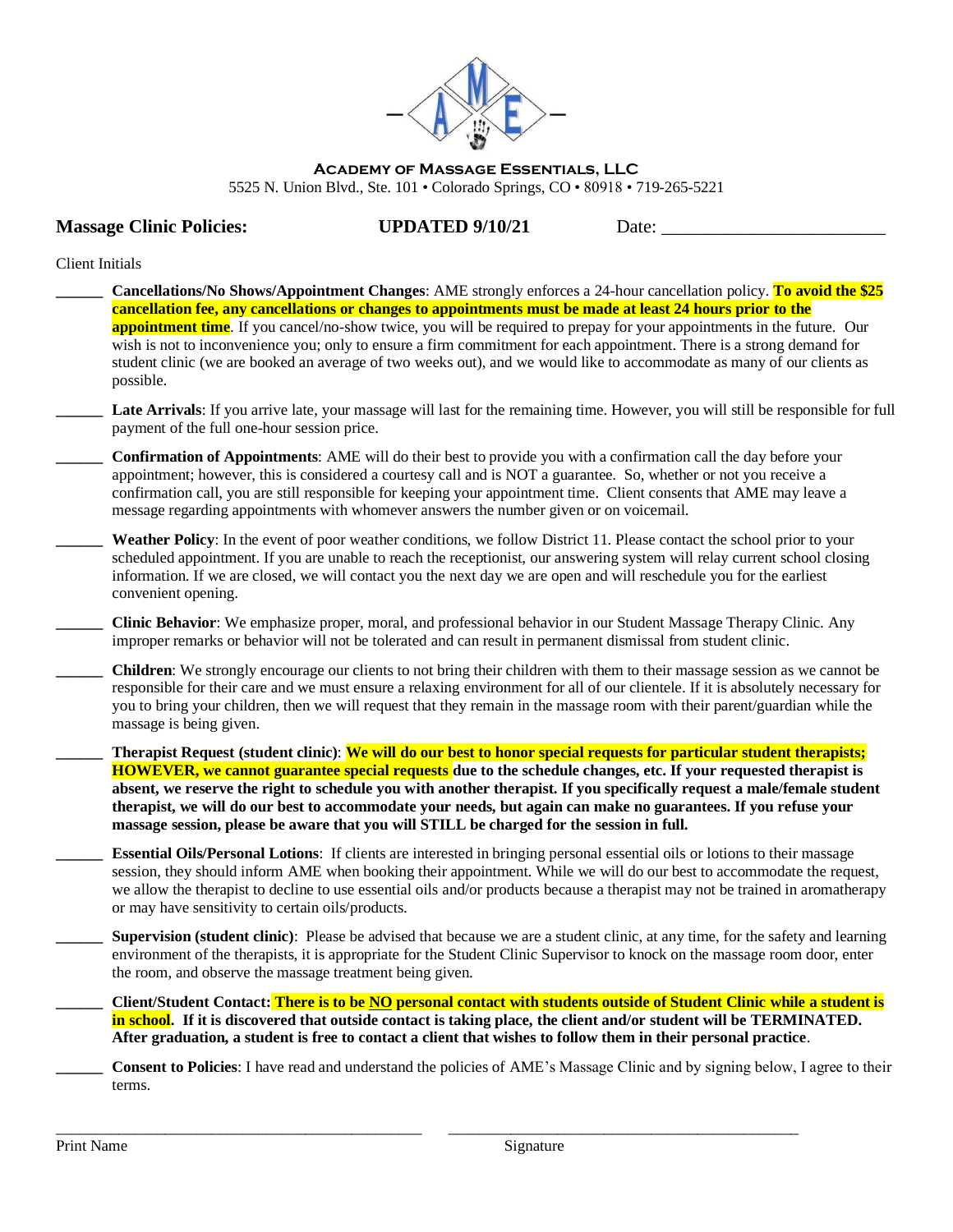**ACADEMY OF MASSAGE ESSENTIALS, LLC**

5525 N. Union Blvd., Ste. 101 • Colorado Springs, CO • 80918 • 719-265-5221

**Massage Clinic Policies:** **UPDATED 9/10/21** Date: ________________________

Client Initials

______ **Cancellations/No Shows/Appointment Changes**: AME strongly enforces a 24-hour cancellation policy. **To avoid the $25 cancellation fee, any cancellations or changes to appointments must be made at least 24 hours prior to the appointment time**. If you cancel/no-show twice, you will be required to prepay for your appointments in the future. Our wish is not to inconvenience you; only to ensure a firm commitment for each appointment. There is a strong demand for student clinic (we are booked an average of two weeks out), and we would like to accommodate as many of our clients as possible.

______ **Late Arrivals**: If you arrive late, your massage will last for the remaining time. However, you will still be responsible for full payment of the full one-hour session price.

______ **Confirmation of Appointments**: AME will do their best to provide you with a confirmation call the day before your appointment; however, this is considered a courtesy call and is NOT a guarantee. So, whether or not you receive a confirmation call, you are still responsible for keeping your appointment time. Client consents that AME may leave a message regarding appointments with whomever answers the number given or on voicemail.

______ **Weather Policy**: In the event of poor weather conditions, we follow District 11. Please contact the school prior to your scheduled appointment. If you are unable to reach the receptionist, our answering system will relay current school closing information. If we are closed, we will contact you the next day we are open and will reschedule you for the earliest convenient opening.

______ **Clinic Behavior**: We emphasize proper, moral, and professional behavior in our Student Massage Therapy Clinic. Any improper remarks or behavior will not be tolerated and can result in permanent dismissal from student clinic.

______ **Children**: We strongly encourage our clients to not bring their children with them to their massage session as we cannot be responsible for their care and we must ensure a relaxing environment for all of our clientele. If it is absolutely necessary for you to bring your children, then we will request that they remain in the massage room with their parent/guardian while the massage is being given.

______ **Therapist Request (student clinic)**: **We will do our best to honor special requests for particular student therapists; HOWEVER, we cannot guarantee special requests due to the schedule changes, etc. If your requested therapist is absent, we reserve the right to schedule you with another therapist. If you specifically request a male/female student therapist, we will do our best to accommodate your needs, but again can make no guarantees. If you refuse your massage session, please be aware that you will STILL be charged for the session in full.**

______ **Essential Oils/Personal Lotions**: If clients are interested in bringing personal essential oils or lotions to their massage session, they should inform AME when booking their appointment. While we will do our best to accommodate the request, we allow the therapist to decline to use essential oils and/or products because a therapist may not be trained in aromatherapy or may have sensitivity to certain oils/products.

______ **Supervision (student clinic)**: Please be advised that because we are a student clinic, at any time, for the safety and learning environment of the therapists, it is appropriate for the Student Clinic Supervisor to knock on the massage room door, enter the room, and observe the massage treatment being given.

______ **Client/Student Contact: There is to be NO personal contact with students outside of Student Clinic while a student is in school. If it is discovered that outside contact is taking place, the client and/or student will be TERMINATED. After graduation, a student is free to contact a client that wishes to follow them in their personal practice**.

______ **Consent to Policies**: I have read and understand the policies of AME's Massage Clinic and by signing below, I agree to their terms.

_______________________________________________ _______________________________________________

Print Name Signature